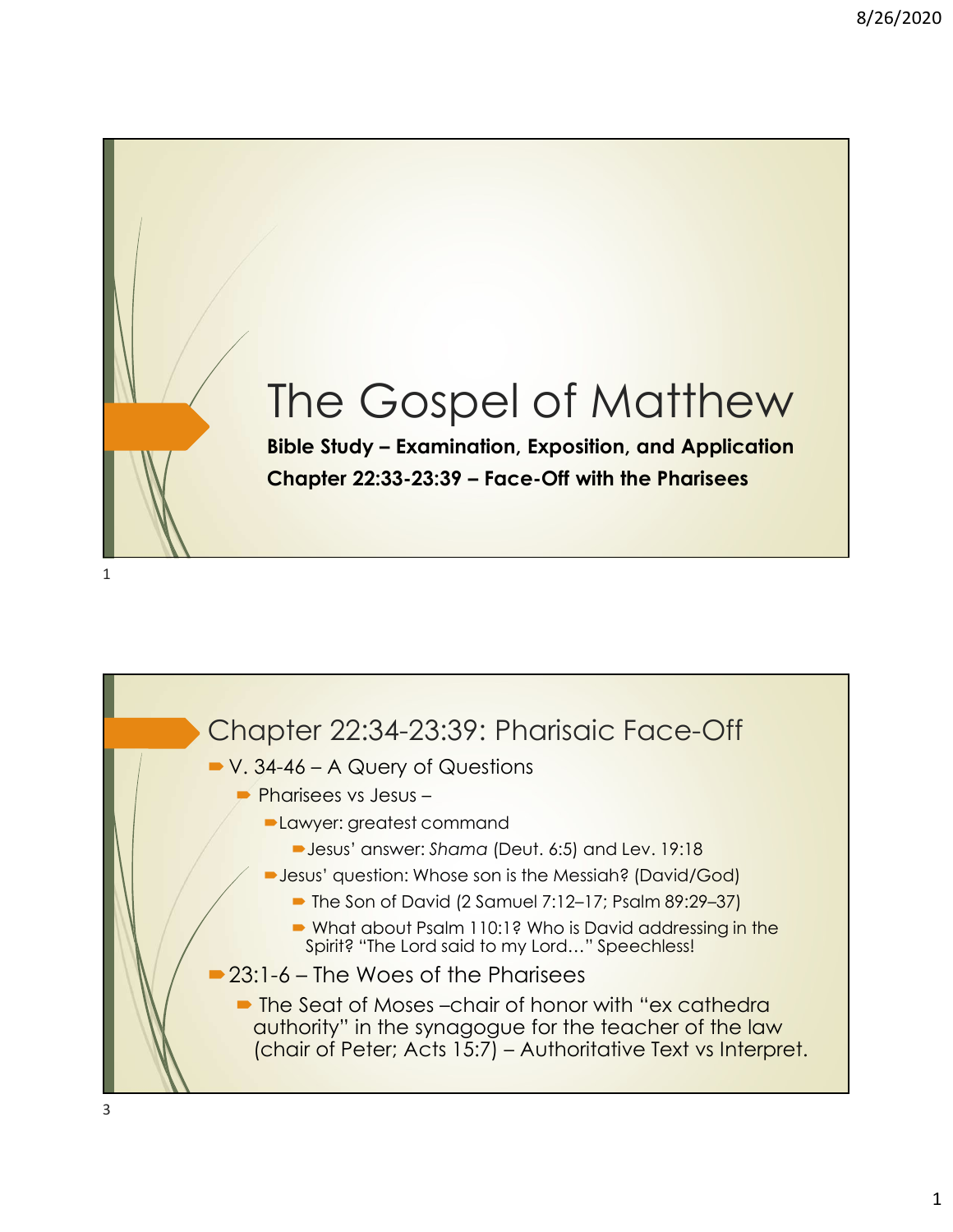# The Gospel of Matthew

**Bible Study – Examination, Exposition, and Application**

**Chapter 22:33-23:39 – Face-Off with the Pharisees**

## Chapter 22:34-23:39: Pharisaic Face-Off

- V. 34-46 – A Query of Questions
  - Pharisees vs Jesus –
    - Lawyer: greatest command
      - Jesus' answer: *Shama* (Deut. 6:5) and Lev. 19:18
    - Jesus' question: Whose son is the Messiah? (David/God)
      - The Son of David (2 Samuel 7:12–17; Psalm 89:29–37)
      - What about Psalm 110:1? Who is David addressing in the Spirit? "The Lord said to my Lord…" Speechless!
- 23:1-6 – The Woes of the Pharisees
  - The Seat of Moses –chair of honor with "ex cathedra authority" in the synagogue for the teacher of the law (chair of Peter; Acts 15:7) – Authoritative Text vs Interpret.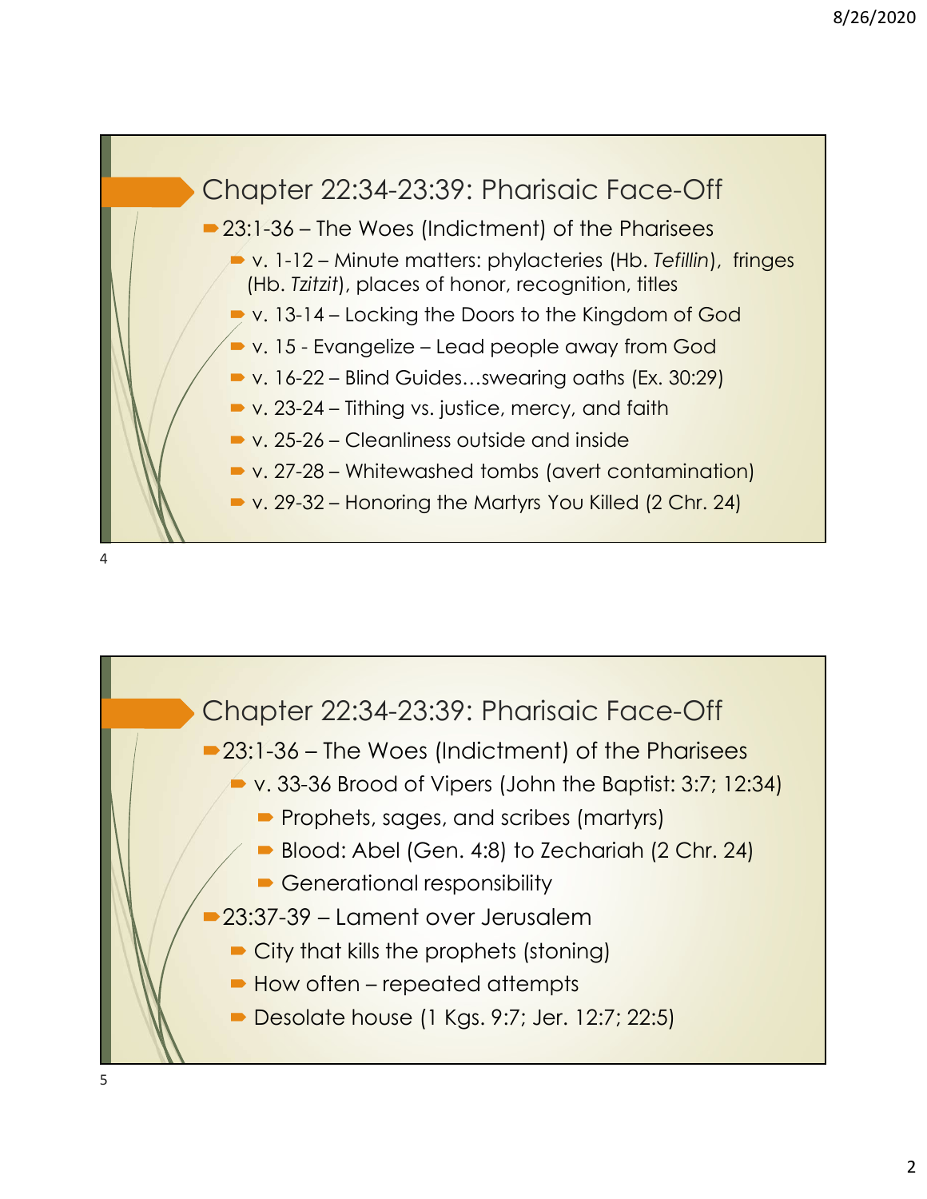## Chapter 22:34-23:39: Pharisaic Face-Off

- 23:1-36 – The Woes (Indictment) of the Pharisees
  - v. 1-12 – Minute matters: phylacteries (Hb. *Tefillin*), fringes (Hb. *Tzitzit*), places of honor, recognition, titles
  - v. 13-14 – Locking the Doors to the Kingdom of God
  - v. 15 - Evangelize – Lead people away from God
  - v. 16-22 – Blind Guides…swearing oaths (Ex. 30:29)
  - v. 23-24 – Tithing vs. justice, mercy, and faith
  - v. 25-26 – Cleanliness outside and inside
  - v. 27-28 – Whitewashed tombs (avert contamination)
  - v. 29-32 – Honoring the Martyrs You Killed (2 Chr. 24)

## Chapter 22:34-23:39: Pharisaic Face-Off

- 23:1-36 – The Woes (Indictment) of the Pharisees
  - v. 33-36 Brood of Vipers (John the Baptist: 3:7; 12:34)
    - Prophets, sages, and scribes (martyrs)
    - Blood: Abel (Gen. 4:8) to Zechariah (2 Chr. 24)
    - Generational responsibility
- 23:37-39 – Lament over Jerusalem
  - City that kills the prophets (stoning)
  - How often – repeated attempts
  - Desolate house (1 Kgs. 9:7; Jer. 12:7; 22:5)